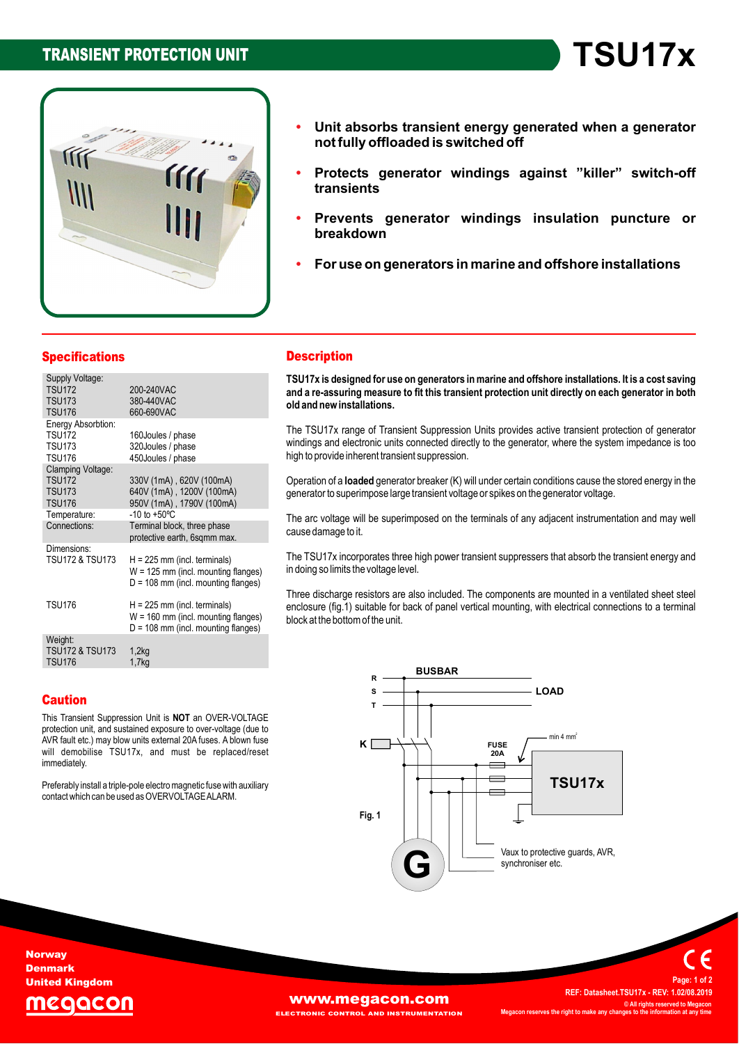# TRANSIENT PROTECTION UNIT

# TSU17x

- **Unit absorbs transient energy generated when a generator not fully offloaded is switched off**
- **Protects generator windings against "killer" switch-off transients**
- **Prevents generator windings insulation puncture or breakdown**
- **For use on generators in marine and offshore installations**

## Specifications

| | |
|---|---|
| Supply Voltage: | |
| TSU172 | 200-240VAC |
| TSU173 | 380-440VAC |
| TSU176 | 660-690VAC |
| Energy Absorbtion: | |
| TSU172 | 160Joules / phase |
| TSU173 | 320Joules / phase |
| TSU176 | 450Joules / phase |
| Clamping Voltage: | |
| TSU172 | 330V (1mA) , 620V (100mA) |
| TSU173 | 640V (1mA) , 1200V (100mA) |
| TSU176 | 950V (1mA) , 1790V (100mA) |
| Temperature: | -10 to +50ºC |
| Connections: | Terminal block, three phase protective earth, 6sqmm max. |
| Dimensions: | |
| TSU172 & TSU173 | H = 225 mm (incl. terminals)<br>W = 125 mm (incl. mounting flanges)<br>D = 108 mm (incl. mounting flanges) |
| TSU176 | H = 225 mm (incl. terminals)<br>W = 160 mm (incl. mounting flanges)<br>D = 108 mm (incl. mounting flanges) |
| Weight: | |
| TSU172 & TSU173 | 1,2kg |
| TSU176 | 1,7kg |

## Caution

This Transient Suppression Unit is **NOT** an OVER-VOLTAGE protection unit, and sustained exposure to over-voltage (due to AVR fault etc.) may blow units external 20A fuses. A blown fuse will demobilise TSU17x, and must be replaced/reset immediately.

Preferably install a triple-pole electro magnetic fuse with auxiliary contact which can be used as OVERVOLTAGE ALARM.

## Description

**TSU17x is designed for use on generators in marine and offshore installations. It is a cost saving and a re-assuring measure to fit this transient protection unit directly on each generator in both old and new installations.**

The TSU17x range of Transient Suppression Units provides active transient protection of generator windings and electronic units connected directly to the generator, where the system impedance is too high to provide inherent transient suppression.

Operation of a **loaded** generator breaker (K) will under certain conditions cause the stored energy in the generator to superimpose large transient voltage or spikes on the generator voltage.

The arc voltage will be superimposed on the terminals of any adjacent instrumentation and may well cause damage to it.

The TSU17x incorporates three high power transient suppressers that absorb the transient energy and in doing so limits the voltage level.

Three discharge resistors are also included. The components are mounted in a ventilated sheet steel enclosure (fig.1) suitable for back of panel vertical mounting, with electrical connections to a terminal block at the bottom of the unit.

BUSBAR, R, S, T, LOAD, K, FUSE 20A, min 4 mm², TSU17x, G, Vaux to protective guards, AVR, synchroniser etc.

Fig. 1

Norway
Denmark
United Kingdom

www.megacon.com
ELECTRONIC CONTROL AND INSTRUMENTATION

REF: Datasheet.TSU17x - REV: 1.02/08.2019
© All rights reserved to Megacon
Megacon reserves the right to make any changes to the information at any time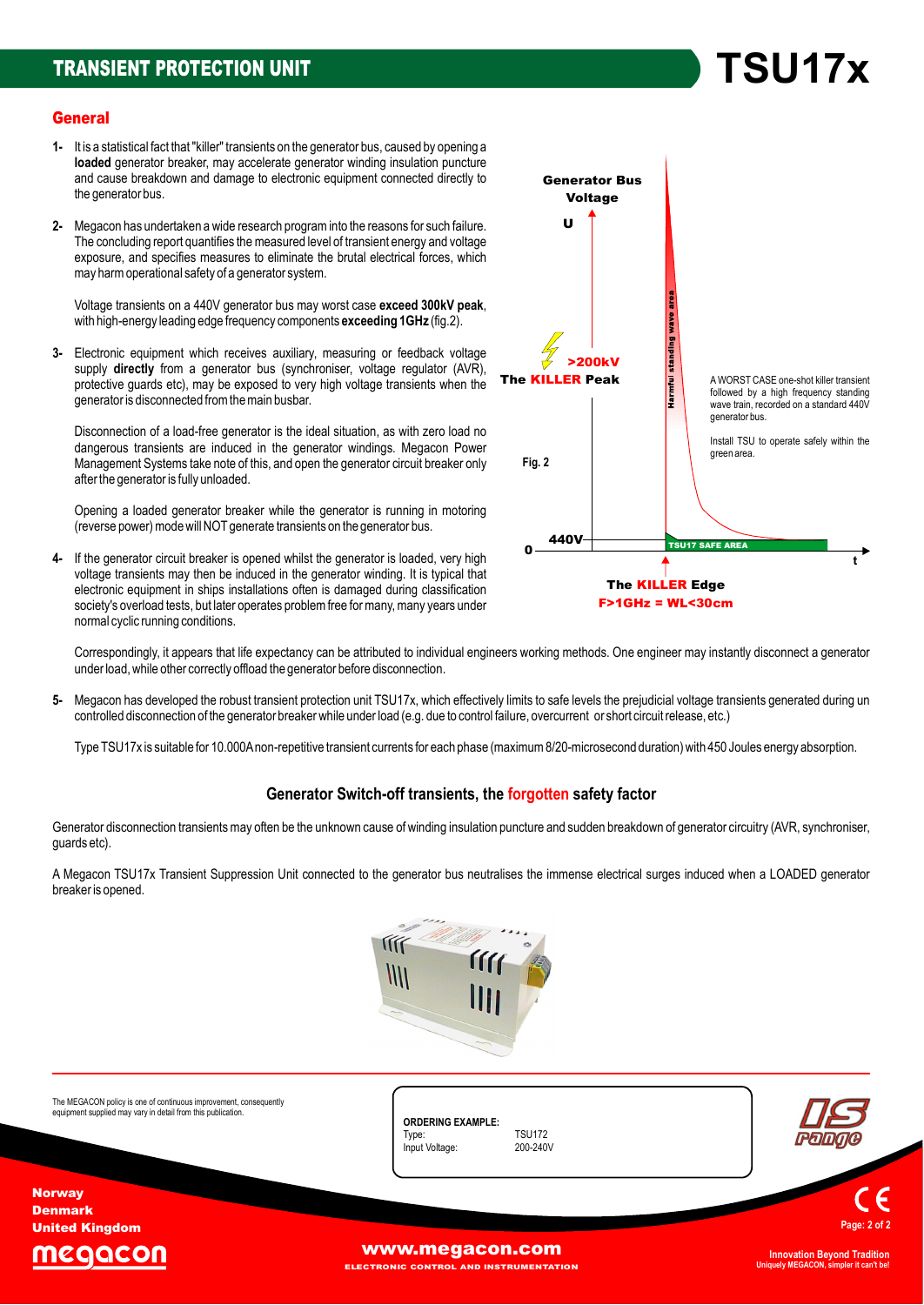# TRANSIENT PROTECTION UNIT

# TSU17x

## General

**1-** It is a statistical fact that "killer" transients on the generator bus, caused by opening a **loaded** generator breaker, may accelerate generator winding insulation puncture and cause breakdown and damage to electronic equipment connected directly to the generator bus.

**2-** Megacon has undertaken a wide research program into the reasons for such failure. The concluding report quantifies the measured level of transient energy and voltage exposure, and specifies measures to eliminate the brutal electrical forces, which may harm operational safety of a generator system.

Voltage transients on a 440V generator bus may worst case **exceed 300kV peak**, with high-energy leading edge frequency components **exceeding 1GHz** (fig.2).

**3-** Electronic equipment which receives auxiliary, measuring or feedback voltage supply **directly** from a generator bus (synchroniser, voltage regulator (AVR), protective guards etc), may be exposed to very high voltage transients when the generator is disconnected from the main busbar.

Disconnection of a load-free generator is the ideal situation, as with zero load no dangerous transients are induced in the generator windings. Megacon Power Management Systems take note of this, and open the generator circuit breaker only after the generator is fully unloaded.

Opening a loaded generator breaker while the generator is running in motoring (reverse power) mode will NOT generate transients on the generator bus.

**4-** If the generator circuit breaker is opened whilst the generator is loaded, very high voltage transients may then be induced in the generator winding. It is typical that electronic equipment in ships installations often is damaged during classification society's overload tests, but later operates problem free for many, many years under normal cyclic running conditions.

Correspondingly, it appears that life expectancy can be attributed to individual engineers working methods. One engineer may instantly disconnect a generator under load, while other correctly offload the generator before disconnection.

**5-** Megacon has developed the robust transient protection unit TSU17x, which effectively limits to safe levels the prejudicial voltage transients generated during un controlled disconnection of the generator breaker while under load (e.g. due to control failure, overcurrent or short circuit release, etc.)

Type TSU17x is suitable for 10.000A non-repetitive transient currents for each phase (maximum 8/20-microsecond duration) with 450 Joules energy absorption.

Generator Bus Voltage

U

>200kV

The KILLER Peak

Harmful standing wave area

A WORST CASE one-shot killer transient followed by a high frequency standing wave train, recorded on a standard 440V generator bus.

Install TSU to operate safely within the green area.

Fig. 2

440V

0

TSU17 SAFE AREA

t

The KILLER Edge

F>1GHz = WL<30cm

## Generator Switch-off transients, the forgotten safety factor

Generator disconnection transients may often be the unknown cause of winding insulation puncture and sudden breakdown of generator circuitry (AVR, synchroniser, guards etc).

A Megacon TSU17x Transient Suppression Unit connected to the generator bus neutralises the immense electrical surges induced when a LOADED generator breaker is opened.

The MEGACON policy is one of continuous improvement, consequently equipment supplied may vary in detail from this publication.

**ORDERING EXAMPLE:**

| | |
|---|---|
| Type: | TSU172 |
| Input Voltage: | 200-240V |

Norway
Denmark
United Kingdom

www.megacon.com
ELECTRONIC CONTROL AND INSTRUMENTATION

Innovation Beyond Tradition
Uniquely MEGACON, simpler it can't be!